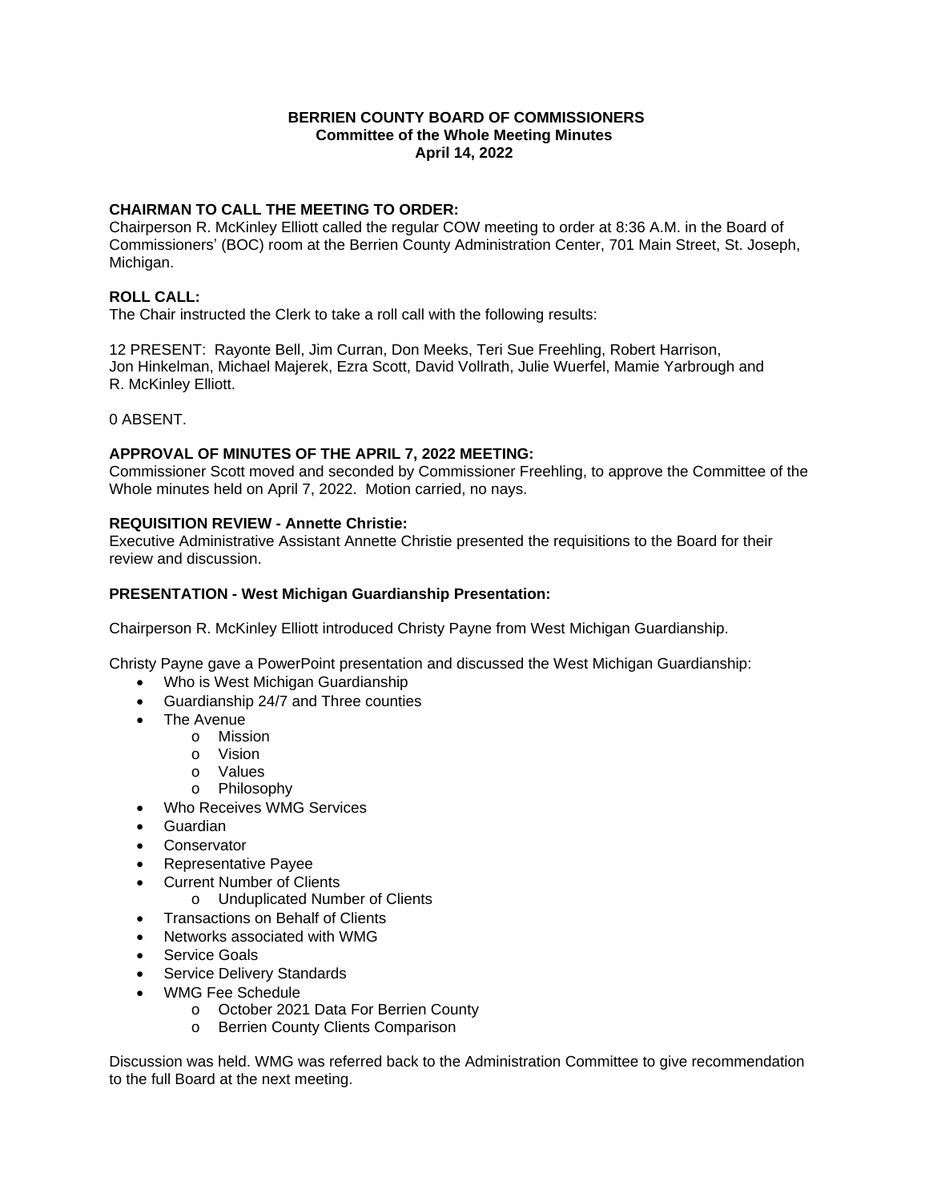# BERRIEN COUNTY BOARD OF COMMISSIONERS
## Committee of the Whole Meeting Minutes
## April 14, 2022

**CHAIRMAN TO CALL THE MEETING TO ORDER:**
Chairperson R. McKinley Elliott called the regular COW meeting to order at 8:36 A.M. in the Board of Commissioners' (BOC) room at the Berrien County Administration Center, 701 Main Street, St. Joseph, Michigan.

**ROLL CALL:**
The Chair instructed the Clerk to take a roll call with the following results:

12 PRESENT: Rayonte Bell, Jim Curran, Don Meeks, Teri Sue Freehling, Robert Harrison, Jon Hinkelman, Michael Majerek, Ezra Scott, David Vollrath, Julie Wuerfel, Mamie Yarbrough and R. McKinley Elliott.

0 ABSENT.

**APPROVAL OF MINUTES OF THE APRIL 7, 2022 MEETING:**
Commissioner Scott moved and seconded by Commissioner Freehling, to approve the Committee of the Whole minutes held on April 7, 2022. Motion carried, no nays.

**REQUISITION REVIEW - Annette Christie:**
Executive Administrative Assistant Annette Christie presented the requisitions to the Board for their review and discussion.

**PRESENTATION - West Michigan Guardianship Presentation:**

Chairperson R. McKinley Elliott introduced Christy Payne from West Michigan Guardianship.

Christy Payne gave a PowerPoint presentation and discussed the West Michigan Guardianship:

- Who is West Michigan Guardianship
- Guardianship 24/7 and Three counties
- The Avenue
  - Mission
  - Vision
  - Values
  - Philosophy
- Who Receives WMG Services
- Guardian
- Conservator
- Representative Payee
- Current Number of Clients
  - Unduplicated Number of Clients
- Transactions on Behalf of Clients
- Networks associated with WMG
- Service Goals
- Service Delivery Standards
- WMG Fee Schedule
  - October 2021 Data For Berrien County
  - Berrien County Clients Comparison

Discussion was held. WMG was referred back to the Administration Committee to give recommendation to the full Board at the next meeting.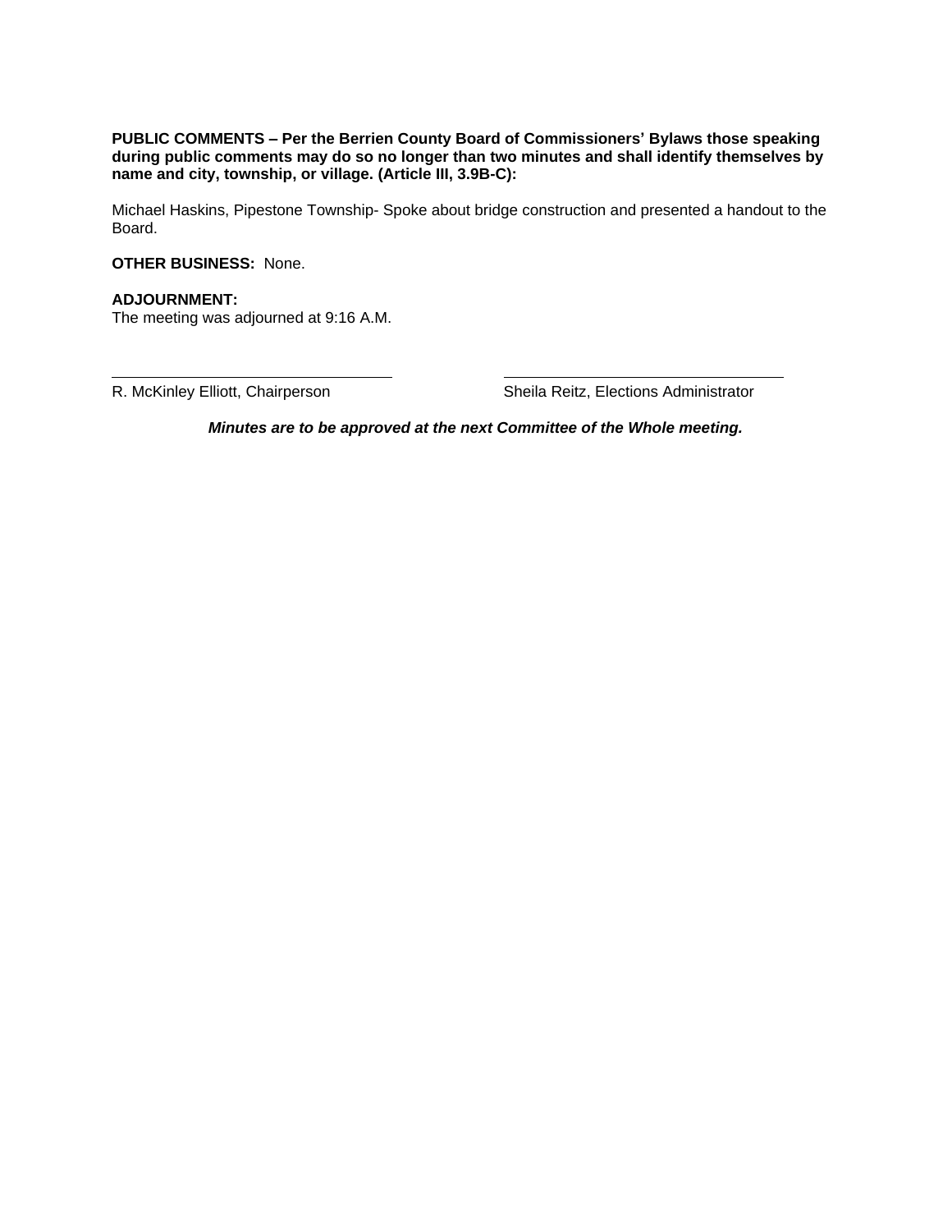**PUBLIC COMMENTS – Per the Berrien County Board of Commissioners' Bylaws those speaking during public comments may do so no longer than two minutes and shall identify themselves by name and city, township, or village. (Article III, 3.9B-C):**

Michael Haskins, Pipestone Township- Spoke about bridge construction and presented a handout to the Board.

**OTHER BUSINESS:** None.

**ADJOURNMENT:**
The meeting was adjourned at 9:16 A.M.

| | |
|---|---|
| R. McKinley Elliott, Chairperson | Sheila Reitz, Elections Administrator |

***Minutes are to be approved at the next Committee of the Whole meeting.***